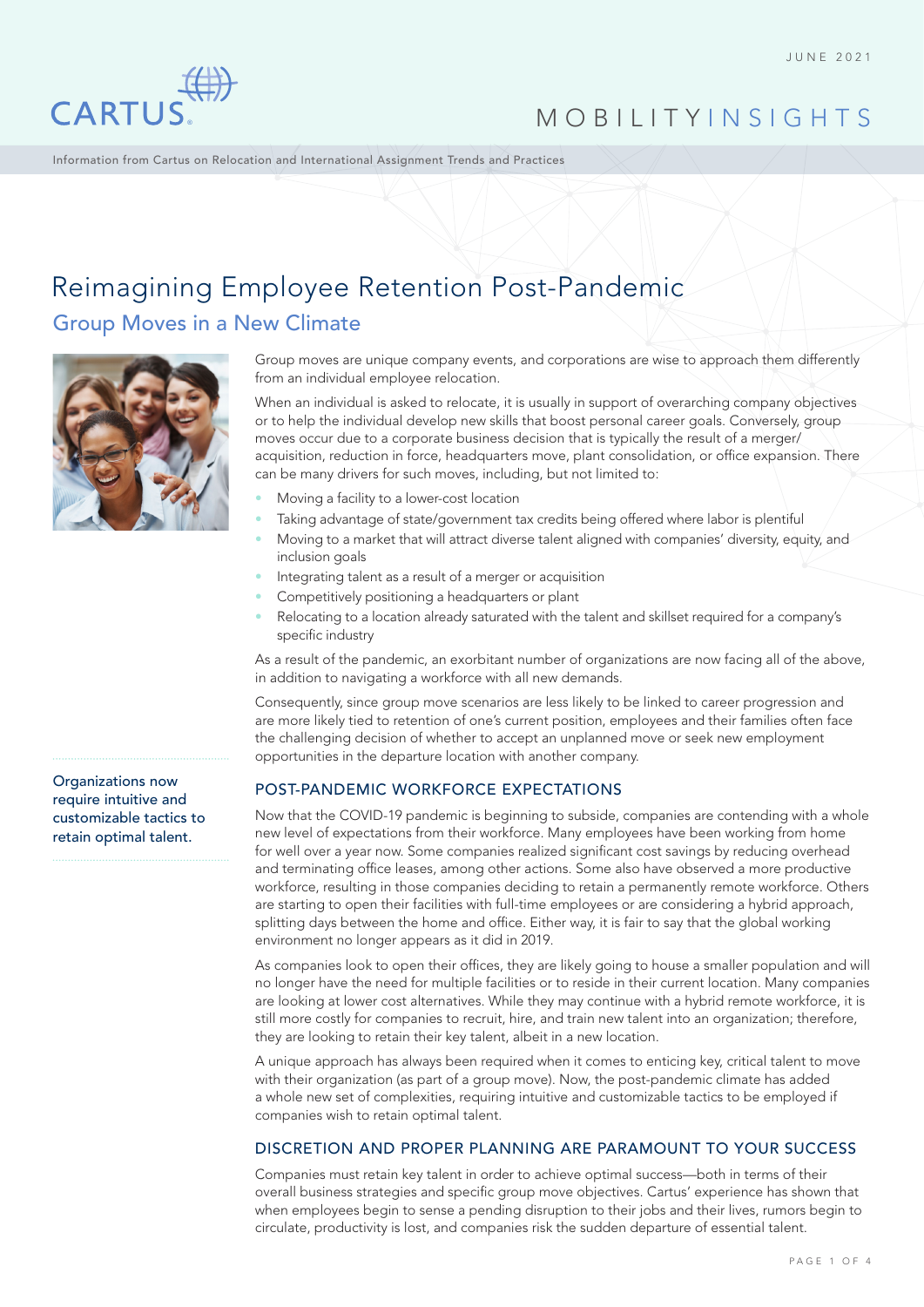# Reimagining Employee Retention Post-Pandemic

## Group Moves in a New Climate

Group moves are unique company events, and corporations are wise to approach them differently from an individual employee relocation.

When an individual is asked to relocate, it is usually in support of overarching company objectives or to help the individual develop new skills that boost personal career goals. Conversely, group moves occur due to a corporate business decision that is typically the result of a merger/acquisition, reduction in force, headquarters move, plant consolidation, or office expansion. There can be many drivers for such moves, including, but not limited to:

- Moving a facility to a lower-cost location
- Taking advantage of state/government tax credits being offered where labor is plentiful
- Moving to a market that will attract diverse talent aligned with companies' diversity, equity, and inclusion goals
- Integrating talent as a result of a merger or acquisition
- Competitively positioning a headquarters or plant
- Relocating to a location already saturated with the talent and skillset required for a company's specific industry

As a result of the pandemic, an exorbitant number of organizations are now facing all of the above, in addition to navigating a workforce with all new demands.

Consequently, since group move scenarios are less likely to be linked to career progression and are more likely tied to retention of one's current position, employees and their families often face the challenging decision of whether to accept an unplanned move or seek new employment opportunities in the departure location with another company.

> Organizations now require intuitive and customizable tactics to retain optimal talent.

### POST-PANDEMIC WORKFORCE EXPECTATIONS

Now that the COVID-19 pandemic is beginning to subside, companies are contending with a whole new level of expectations from their workforce. Many employees have been working from home for well over a year now. Some companies realized significant cost savings by reducing overhead and terminating office leases, among other actions. Some also have observed a more productive workforce, resulting in those companies deciding to retain a permanently remote workforce. Others are starting to open their facilities with full-time employees or are considering a hybrid approach, splitting days between the home and office. Either way, it is fair to say that the global working environment no longer appears as it did in 2019.

As companies look to open their offices, they are likely going to house a smaller population and will no longer have the need for multiple facilities or to reside in their current location. Many companies are looking at lower cost alternatives. While they may continue with a hybrid remote workforce, it is still more costly for companies to recruit, hire, and train new talent into an organization; therefore, they are looking to retain their key talent, albeit in a new location.

A unique approach has always been required when it comes to enticing key, critical talent to move with their organization (as part of a group move). Now, the post-pandemic climate has added a whole new set of complexities, requiring intuitive and customizable tactics to be employed if companies wish to retain optimal talent.

### DISCRETION AND PROPER PLANNING ARE PARAMOUNT TO YOUR SUCCESS

Companies must retain key talent in order to achieve optimal success—both in terms of their overall business strategies and specific group move objectives. Cartus' experience has shown that when employees begin to sense a pending disruption to their jobs and their lives, rumors begin to circulate, productivity is lost, and companies risk the sudden departure of essential talent.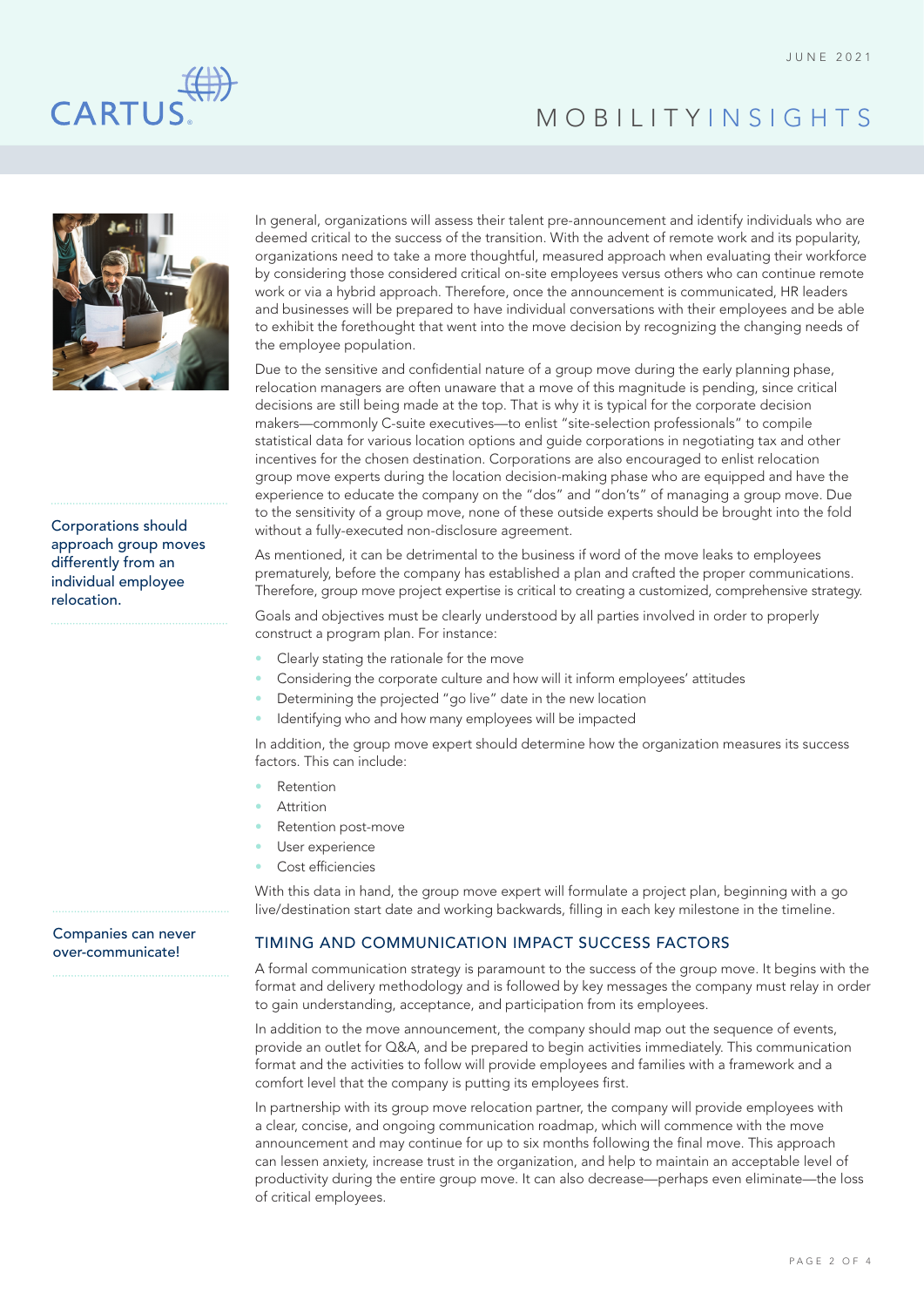In general, organizations will assess their talent pre-announcement and identify individuals who are deemed critical to the success of the transition. With the advent of remote work and its popularity, organizations need to take a more thoughtful, measured approach when evaluating their workforce by considering those considered critical on-site employees versus others who can continue remote work or via a hybrid approach. Therefore, once the announcement is communicated, HR leaders and businesses will be prepared to have individual conversations with their employees and be able to exhibit the forethought that went into the move decision by recognizing the changing needs of the employee population.

Due to the sensitive and confidential nature of a group move during the early planning phase, relocation managers are often unaware that a move of this magnitude is pending, since critical decisions are still being made at the top. That is why it is typical for the corporate decision makers—commonly C-suite executives—to enlist "site-selection professionals" to compile statistical data for various location options and guide corporations in negotiating tax and other incentives for the chosen destination. Corporations are also encouraged to enlist relocation group move experts during the location decision-making phase who are equipped and have the experience to educate the company on the "dos" and "don'ts" of managing a group move. Due to the sensitivity of a group move, none of these outside experts should be brought into the fold without a fully-executed non-disclosure agreement.

> Corporations should approach group moves differently from an individual employee relocation.

As mentioned, it can be detrimental to the business if word of the move leaks to employees prematurely, before the company has established a plan and crafted the proper communications. Therefore, group move project expertise is critical to creating a customized, comprehensive strategy.

Goals and objectives must be clearly understood by all parties involved in order to properly construct a program plan. For instance:

- Clearly stating the rationale for the move
- Considering the corporate culture and how will it inform employees' attitudes
- Determining the projected "go live" date in the new location
- Identifying who and how many employees will be impacted

In addition, the group move expert should determine how the organization measures its success factors. This can include:

- Retention
- Attrition
- Retention post-move
- User experience
- Cost efficiencies

With this data in hand, the group move expert will formulate a project plan, beginning with a go live/destination start date and working backwards, filling in each key milestone in the timeline.

> Companies can never over-communicate!

## TIMING AND COMMUNICATION IMPACT SUCCESS FACTORS

A formal communication strategy is paramount to the success of the group move. It begins with the format and delivery methodology and is followed by key messages the company must relay in order to gain understanding, acceptance, and participation from its employees.

In addition to the move announcement, the company should map out the sequence of events, provide an outlet for Q&A, and be prepared to begin activities immediately. This communication format and the activities to follow will provide employees and families with a framework and a comfort level that the company is putting its employees first.

In partnership with its group move relocation partner, the company will provide employees with a clear, concise, and ongoing communication roadmap, which will commence with the move announcement and may continue for up to six months following the final move. This approach can lessen anxiety, increase trust in the organization, and help to maintain an acceptable level of productivity during the entire group move. It can also decrease—perhaps even eliminate—the loss of critical employees.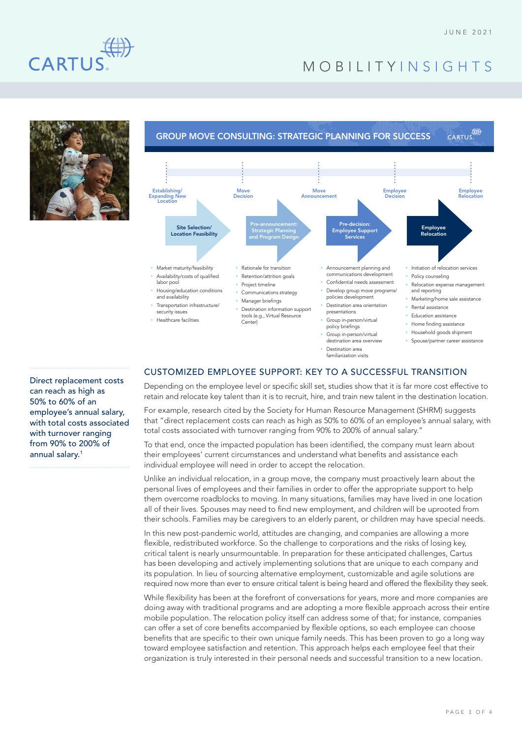## GROUP MOVE CONSULTING: STRATEGIC PLANNING FOR SUCCESS

Establishing/Expanding New Location — Move Decision — Move Announcement — Employee Decision — Employee Relocation

### Site Selection/Location Feasibility

- Market maturity/feasibility
- Availability/costs of qualified labor pool
- Housing/education conditions and availability
- Transportation infrastructure/security issues
- Healthcare facilities

### Pre-announcement: Strategic Planning and Program Design

- Rationale for transition
- Retention/attrition goals
- Project timeline
- Communications strategy
- Manager briefings
- Destination information support tools (e.g., Virtual Resource Center)

### Pre-decision: Employee Support Services

- Announcement planning and communications development
- Confidential needs assessment
- Develop group move programs/policies development
- Destination area orientation presentations
- Group in-person/virtual policy briefings
- Group in-person/virtual destination area overview
- Destination area familiarization visits

### Employee Relocation

- Initiation of relocation services
- Policy counseling
- Relocation expense management and reporting
- Marketing/home sale assistance
- Rental assistance
- Education assistance
- Home finding assistance
- Household goods shipment
- Spouse/partner career assistance

## CUSTOMIZED EMPLOYEE SUPPORT: KEY TO A SUCCESSFUL TRANSITION

Depending on the employee level or specific skill set, studies show that it is far more cost effective to retain and relocate key talent than it is to recruit, hire, and train new talent in the destination location.

For example, research cited by the Society for Human Resource Management (SHRM) suggests that "direct replacement costs can reach as high as 50% to 60% of an employee's annual salary, with total costs associated with turnover ranging from 90% to 200% of annual salary."

> Direct replacement costs can reach as high as 50% to 60% of an employee's annual salary, with total costs associated with turnover ranging from 90% to 200% of annual salary.[1]

To that end, once the impacted population has been identified, the company must learn about their employees' current circumstances and understand what benefits and assistance each individual employee will need in order to accept the relocation.

Unlike an individual relocation, in a group move, the company must proactively learn about the personal lives of employees and their families in order to offer the appropriate support to help them overcome roadblocks to moving. In many situations, families may have lived in one location all of their lives. Spouses may need to find new employment, and children will be uprooted from their schools. Families may be caregivers to an elderly parent, or children may have special needs.

In this new post-pandemic world, attitudes are changing, and companies are allowing a more flexible, redistributed workforce. So the challenge to corporations and the risks of losing key, critical talent is nearly unsurmountable. In preparation for these anticipated challenges, Cartus has been developing and actively implementing solutions that are unique to each company and its population. In lieu of sourcing alternative employment, customizable and agile solutions are required now more than ever to ensure critical talent is being heard and offered the flexibility they seek.

While flexibility has been at the forefront of conversations for years, more and more companies are doing away with traditional programs and are adopting a more flexible approach across their entire mobile population. The relocation policy itself can address some of that; for instance, companies can offer a set of core benefits accompanied by flexible options, so each employee can choose benefits that are specific to their own unique family needs. This has been proven to go a long way toward employee satisfaction and retention. This approach helps each employee feel that their organization is truly interested in their personal needs and successful transition to a new location.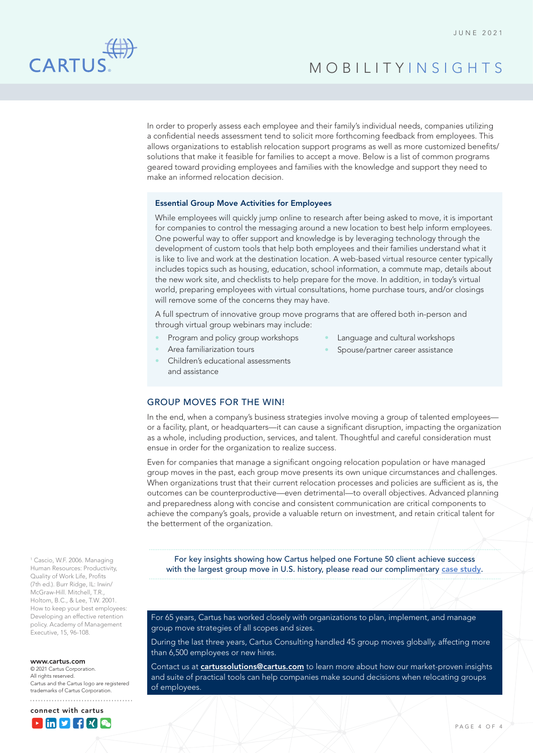In order to properly assess each employee and their family's individual needs, companies utilizing a confidential needs assessment tend to solicit more forthcoming feedback from employees. This allows organizations to establish relocation support programs as well as more customized benefits/solutions that make it feasible for families to accept a move. Below is a list of common programs geared toward providing employees and families with the knowledge and support they need to make an informed relocation decision.

### Essential Group Move Activities for Employees

While employees will quickly jump online to research after being asked to move, it is important for companies to control the messaging around a new location to best help inform employees. One powerful way to offer support and knowledge is by leveraging technology through the development of custom tools that help both employees and their families understand what it is like to live and work at the destination location. A web-based virtual resource center typically includes topics such as housing, education, school information, a commute map, details about the new work site, and checklists to help prepare for the move. In addition, in today's virtual world, preparing employees with virtual consultations, home purchase tours, and/or closings will remove some of the concerns they may have.

A full spectrum of innovative group move programs that are offered both in-person and through virtual group webinars may include:

- Program and policy group workshops
- Area familiarization tours
- Children's educational assessments and assistance
- Language and cultural workshops
- Spouse/partner career assistance

## GROUP MOVES FOR THE WIN!

In the end, when a company's business strategies involve moving a group of talented employees—or a facility, plant, or headquarters—it can cause a significant disruption, impacting the organization as a whole, including production, services, and talent. Thoughtful and careful consideration must ensue in order for the organization to realize success.

Even for companies that manage a significant ongoing relocation population or have managed group moves in the past, each group move presents its own unique circumstances and challenges. When organizations trust that their current relocation processes and policies are sufficient as is, the outcomes can be counterproductive—even detrimental—to overall objectives. Advanced planning and preparedness along with concise and consistent communication are critical components to achieve the company's goals, provide a valuable return on investment, and retain critical talent for the betterment of the organization.

For key insights showing how Cartus helped one Fortune 50 client achieve success with the largest group move in U.S. history, please read our complimentary case study.

For 65 years, Cartus has worked closely with organizations to plan, implement, and manage group move strategies of all scopes and sizes.

During the last three years, Cartus Consulting handled 45 group moves globally, affecting more than 6,500 employees or new hires.

Contact us at **cartussolutions@cartus.com** to learn more about how our market-proven insights and suite of practical tools can help companies make sound decisions when relocating groups of employees.

[1] Cascio, W.F. 2006. Managing Human Resources: Productivity, Quality of Work Life, Profits (7th ed.). Burr Ridge, IL: Irwin/McGraw-Hill. Mitchell, T.R., Holtom, B.C., & Lee, T.W. 2001. How to keep your best employees: Developing an effective retention policy. Academy of Management Executive, 15, 96-108.

**www.cartus.com**
© 2021 Cartus Corporation.
All rights reserved.
Cartus and the Cartus logo are registered trademarks of Cartus Corporation.

connect with cartus